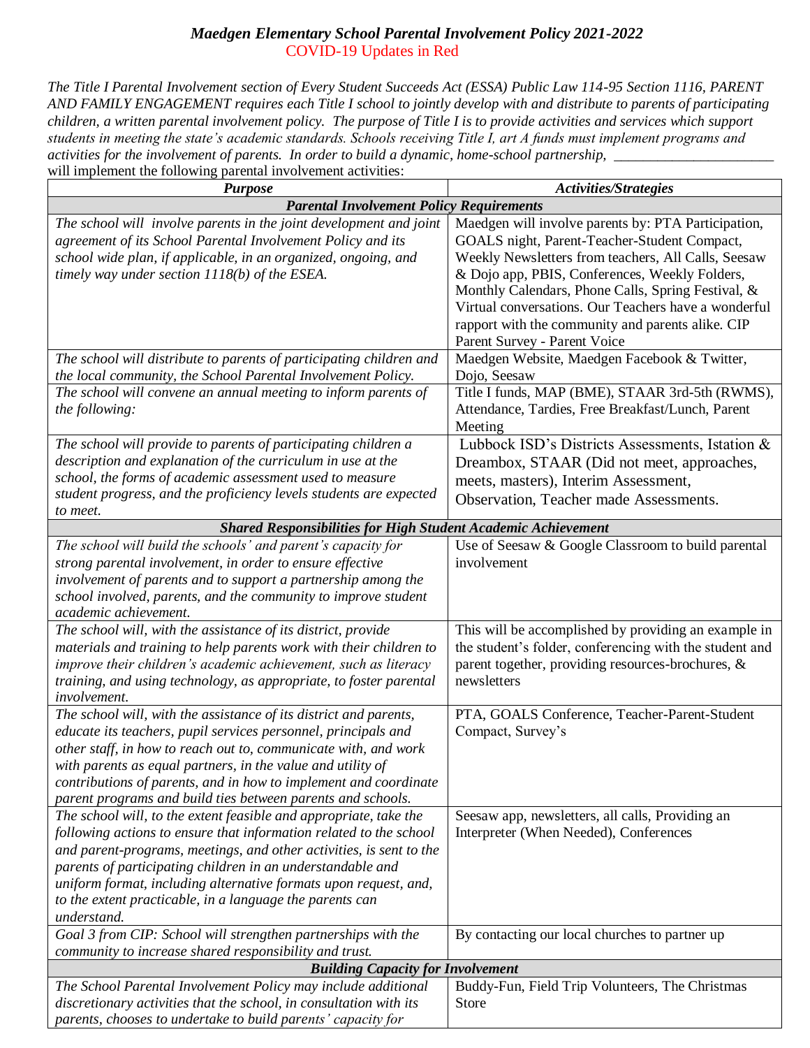# *Maedgen Elementary School Parental Involvement Policy 2021-2022*

COVID-19 Updates in Red

*The Title I Parental Involvement section of Every Student Succeeds Act (ESSA) Public Law 114-95 Section 1116, PARENT AND FAMILY ENGAGEMENT requires each Title I school to jointly develop with and distribute to parents of participating children, a written parental involvement policy. The purpose of Title I is to provide activities and services which support students in meeting the state's academic standards. Schools receiving Title I, art A funds must implement programs and activities for the involvement of parents. In order to build a dynamic, home-school partnership, \_\_\_\_\_\_\_\_\_\_\_\_\_\_\_\_\_\_\_\_\_\_* will implement the following parental involvement activities:

| ***Purpose*** | ***Activities/Strategies*** |
|---|---|
| ***Parental Involvement Policy Requirements*** | |
| *The school will involve parents in the joint development and joint agreement of its School Parental Involvement Policy and its school wide plan, if applicable, in an organized, ongoing, and timely way under section 1118(b) of the ESEA.* | Maedgen will involve parents by: PTA Participation, GOALS night, Parent-Teacher-Student Compact, Weekly Newsletters from teachers, All Calls, Seesaw & Dojo app, PBIS, Conferences, Weekly Folders, Monthly Calendars, Phone Calls, Spring Festival, & Virtual conversations. Our Teachers have a wonderful rapport with the community and parents alike. CIP Parent Survey - Parent Voice |
| *The school will distribute to parents of participating children and the local community, the School Parental Involvement Policy.* | Maedgen Website, Maedgen Facebook & Twitter, Dojo, Seesaw |
| *The school will convene an annual meeting to inform parents of the following:* | Title I funds, MAP (BME), STAAR 3rd-5th (RWMS), Attendance, Tardies, Free Breakfast/Lunch, Parent Meeting |
| *The school will provide to parents of participating children a description and explanation of the curriculum in use at the school, the forms of academic assessment used to measure student progress, and the proficiency levels students are expected to meet.* | Lubbock ISD's Districts Assessments, Istation & Dreambox, STAAR (Did not meet, approaches, meets, masters), Interim Assessment, Observation, Teacher made Assessments. |
| ***Shared Responsibilities for High Student Academic Achievement*** | |
| *The school will build the schools' and parent's capacity for strong parental involvement, in order to ensure effective involvement of parents and to support a partnership among the school involved, parents, and the community to improve student academic achievement.* | Use of Seesaw & Google Classroom to build parental involvement |
| *The school will, with the assistance of its district, provide materials and training to help parents work with their children to improve their children's academic achievement, such as literacy training, and using technology, as appropriate, to foster parental involvement.* | This will be accomplished by providing an example in the student's folder, conferencing with the student and parent together, providing resources-brochures, & newsletters |
| *The school will, with the assistance of its district and parents, educate its teachers, pupil services personnel, principals and other staff, in how to reach out to, communicate with, and work with parents as equal partners, in the value and utility of contributions of parents, and in how to implement and coordinate parent programs and build ties between parents and schools.* | PTA, GOALS Conference, Teacher-Parent-Student Compact, Survey's |
| *The school will, to the extent feasible and appropriate, take the following actions to ensure that information related to the school and parent-programs, meetings, and other activities, is sent to the parents of participating children in an understandable and uniform format, including alternative formats upon request, and, to the extent practicable, in a language the parents can understand.* | Seesaw app, newsletters, all calls, Providing an Interpreter (When Needed), Conferences |
| *Goal 3 from CIP: School will strengthen partnerships with the community to increase shared responsibility and trust.* | By contacting our local churches to partner up |
| ***Building Capacity for Involvement*** | |
| *The School Parental Involvement Policy may include additional discretionary activities that the school, in consultation with its parents, chooses to undertake to build parents' capacity for* | Buddy-Fun, Field Trip Volunteers, The Christmas Store |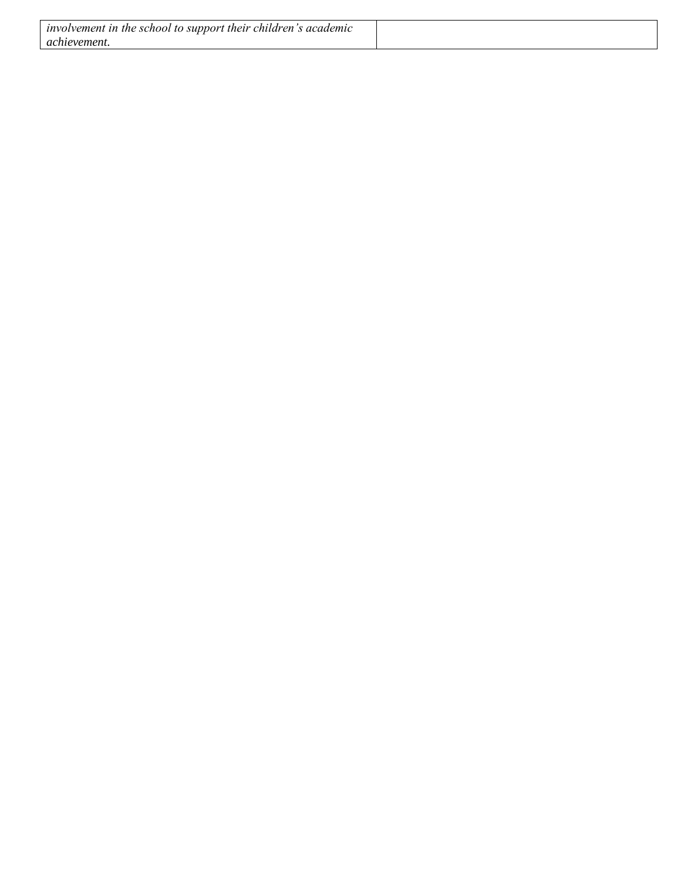| | |
|---|---|
| *involvement in the school to support their children's academic achievement.* | |